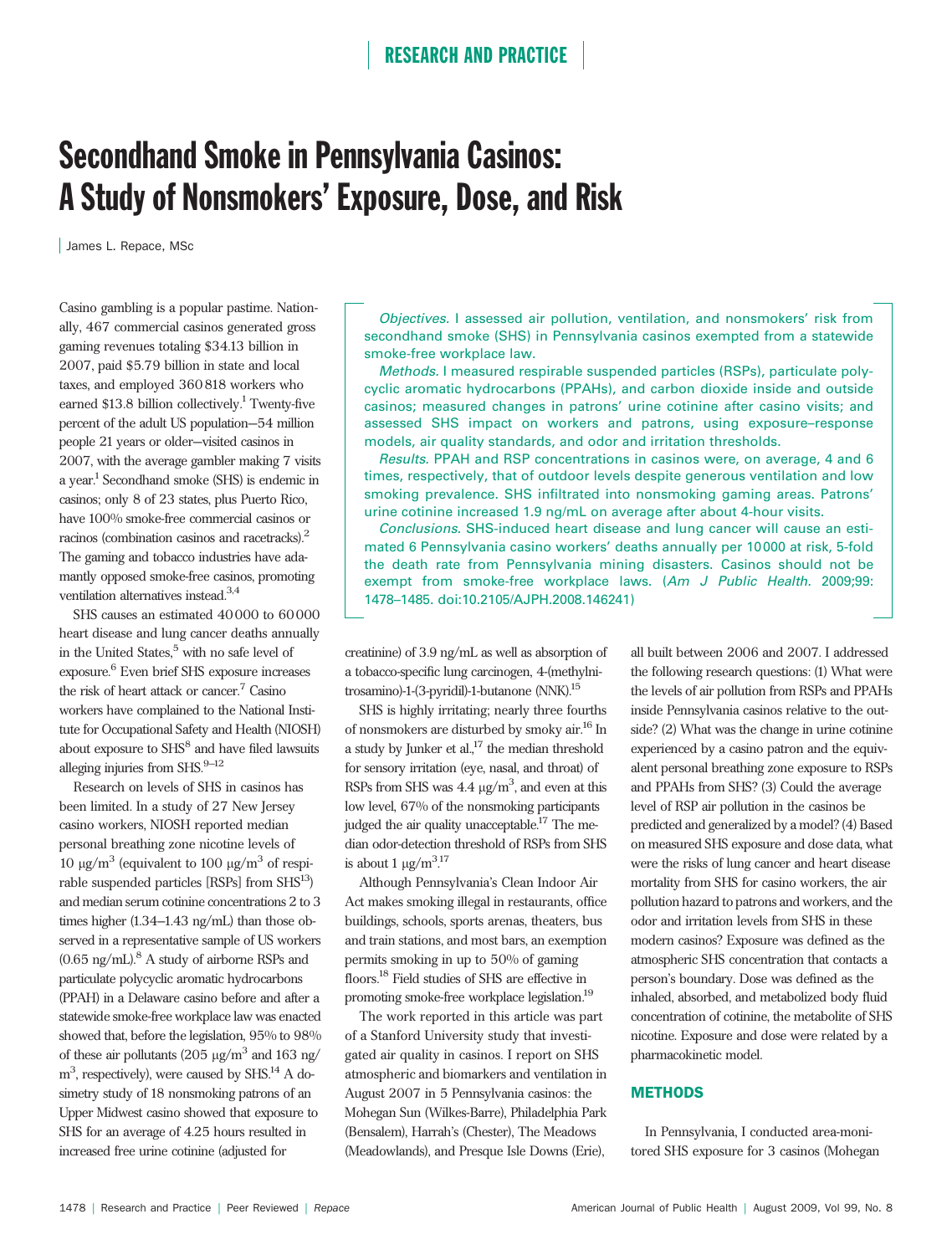# Secondhand Smoke in Pennsylvania Casinos: A Study of Nonsmokers' Exposure, Dose, and Risk

James L. Repace, MSc

*Objectives.* I assessed air pollution, ventilation, and nonsmokers' risk from secondhand smoke (SHS) in Pennsylvania casinos exempted from a statewide smoke-free workplace law.

*Methods.* I measured respirable suspended particles (RSPs), particulate polycyclic aromatic hydrocarbons (PPAHs), and carbon dioxide inside and outside casinos; measured changes in patrons' urine cotinine after casino visits; and assessed SHS impact on workers and patrons, using exposure–response models, air quality standards, and odor and irritation thresholds.

*Results.* PPAH and RSP concentrations in casinos were, on average, 4 and 6 times, respectively, that of outdoor levels despite generous ventilation and low smoking prevalence. SHS infiltrated into nonsmoking gaming areas. Patrons' urine cotinine increased 1.9 ng/mL on average after about 4-hour visits.

*Conclusions.* SHS-induced heart disease and lung cancer will cause an estimated 6 Pennsylvania casino workers' deaths annually per 10 000 at risk, 5-fold the death rate from Pennsylvania mining disasters. Casinos should not be exempt from smoke-free workplace laws. (*Am J Public Health.* 2009;99:1478–1485. doi:10.2105/AJPH.2008.146241)

Casino gambling is a popular pastime. Nationally, 467 commercial casinos generated gross gaming revenues totaling \$34.13 billion in 2007, paid \$5.79 billion in state and local taxes, and employed 360 818 workers who earned \$13.8 billion collectively.[1] Twenty-five percent of the adult US population—54 million people 21 years or older—visited casinos in 2007, with the average gambler making 7 visits a year.[1] Secondhand smoke (SHS) is endemic in casinos; only 8 of 23 states, plus Puerto Rico, have 100% smoke-free commercial casinos or racinos (combination casinos and racetracks).[2] The gaming and tobacco industries have adamantly opposed smoke-free casinos, promoting ventilation alternatives instead.[3,4]

SHS causes an estimated 40 000 to 60 000 heart disease and lung cancer deaths annually in the United States,[5] with no safe level of exposure.[6] Even brief SHS exposure increases the risk of heart attack or cancer.[7] Casino workers have complained to the National Institute for Occupational Safety and Health (NIOSH) about exposure to SHS[8] and have filed lawsuits alleging injuries from SHS.[9–12]

Research on levels of SHS in casinos has been limited. In a study of 27 New Jersey casino workers, NIOSH reported median personal breathing zone nicotine levels of 10 μg/m$^3$ (equivalent to 100 μg/m$^3$ of respirable suspended particles [RSPs] from SHS[13]) and median serum cotinine concentrations 2 to 3 times higher (1.34–1.43 ng/mL) than those observed in a representative sample of US workers (0.65 ng/mL).[8] A study of airborne RSPs and particulate polycyclic aromatic hydrocarbons (PPAH) in a Delaware casino before and after a statewide smoke-free workplace law was enacted showed that, before the legislation, 95% to 98% of these air pollutants (205 μg/m$^3$ and 163 ng/m$^3$, respectively), were caused by SHS.[14] A dosimetry study of 18 nonsmoking patrons of an Upper Midwest casino showed that exposure to SHS for an average of 4.25 hours resulted in increased free urine cotinine (adjusted for creatinine) of 3.9 ng/mL as well as absorption of a tobacco-specific lung carcinogen, 4-(methylnitrosamino)-1-(3-pyridil)-1-butanone (NNK).[15]

SHS is highly irritating; nearly three fourths of nonsmokers are disturbed by smoky air.[16] In a study by Junker et al.,[17] the median threshold for sensory irritation (eye, nasal, and throat) of RSPs from SHS was 4.4 μg/m$^3$, and even at this low level, 67% of the nonsmoking participants judged the air quality unacceptable.[17] The median odor-detection threshold of RSPs from SHS is about 1 μg/m$^3$.[17]

Although Pennsylvania's Clean Indoor Air Act makes smoking illegal in restaurants, office buildings, schools, sports arenas, theaters, bus and train stations, and most bars, an exemption permits smoking in up to 50% of gaming floors.[18] Field studies of SHS are effective in promoting smoke-free workplace legislation.[19]

The work reported in this article was part of a Stanford University study that investigated air quality in casinos. I report on SHS atmospheric and biomarkers and ventilation in August 2007 in 5 Pennsylvania casinos: the Mohegan Sun (Wilkes-Barre), Philadelphia Park (Bensalem), Harrah's (Chester), The Meadows (Meadowlands), and Presque Isle Downs (Erie), all built between 2006 and 2007. I addressed the following research questions: (1) What were the levels of air pollution from RSPs and PPAHs inside Pennsylvania casinos relative to the outside? (2) What was the change in urine cotinine experienced by a casino patron and the equivalent personal breathing zone exposure to RSPs and PPAHs from SHS? (3) Could the average level of RSP air pollution in the casinos be predicted and generalized by a model? (4) Based on measured SHS exposure and dose data, what were the risks of lung cancer and heart disease mortality from SHS for casino workers, the air pollution hazard to patrons and workers, and the odor and irritation levels from SHS in these modern casinos? Exposure was defined as the atmospheric SHS concentration that contacts a person's boundary. Dose was defined as the inhaled, absorbed, and metabolized body fluid concentration of cotinine, the metabolite of SHS nicotine. Exposure and dose were related by a pharmacokinetic model.

## METHODS

In Pennsylvania, I conducted area-monitored SHS exposure for 3 casinos (Mohegan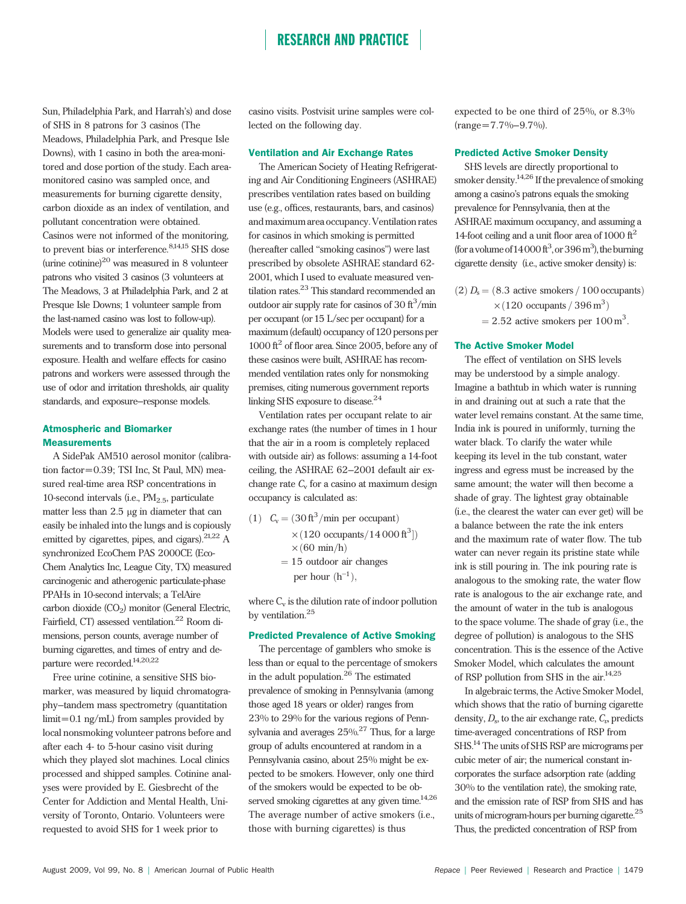Sun, Philadelphia Park, and Harrah's) and dose of SHS in 8 patrons for 3 casinos (The Meadows, Philadelphia Park, and Presque Isle Downs), with 1 casino in both the area-monitored and dose portion of the study. Each area-monitored casino was sampled once, and measurements for burning cigarette density, carbon dioxide as an index of ventilation, and pollutant concentration were obtained. Casinos were not informed of the monitoring, to prevent bias or interference.[8,14,15] SHS dose (urine cotinine)[20] was measured in 8 volunteer patrons who visited 3 casinos (3 volunteers at The Meadows, 3 at Philadelphia Park, and 2 at Presque Isle Downs; 1 volunteer sample from the last-named casino was lost to follow-up). Models were used to generalize air quality measurements and to transform dose into personal exposure. Health and welfare effects for casino patrons and workers were assessed through the use of odor and irritation thresholds, air quality standards, and exposure–response models.

### Atmospheric and Biomarker Measurements

A SidePak AM510 aerosol monitor (calibration factor=0.39; TSI Inc, St Paul, MN) measured real-time area RSP concentrations in 10-second intervals (i.e., $PM_{2.5}$, particulate matter less than 2.5 μg in diameter that can easily be inhaled into the lungs and is copiously emitted by cigarettes, pipes, and cigars).[21,22] A synchronized EcoChem PAS 2000CE (EcoChem Analytics Inc, League City, TX) measured carcinogenic and atherogenic particulate-phase PPAHs in 10-second intervals; a TelAire carbon dioxide ($CO_2$) monitor (General Electric, Fairfield, CT) assessed ventilation.[22] Room dimensions, person counts, average number of burning cigarettes, and times of entry and departure were recorded.[14,20,22]

Free urine cotinine, a sensitive SHS biomarker, was measured by liquid chromatography–tandem mass spectrometry (quantitation limit=0.1 ng/mL) from samples provided by local nonsmoking volunteer patrons before and after each 4- to 5-hour casino visit during which they played slot machines. Local clinics processed and shipped samples. Cotinine analyses were provided by E. Giesbrecht of the Center for Addiction and Mental Health, University of Toronto, Ontario. Volunteers were requested to avoid SHS for 1 week prior to casino visits. Postvisit urine samples were collected on the following day.

### Ventilation and Air Exchange Rates

The American Society of Heating Refrigerating and Air Conditioning Engineers (ASHRAE) prescribes ventilation rates based on building use (e.g., offices, restaurants, bars, and casinos) and maximum area occupancy. Ventilation rates for casinos in which smoking is permitted (hereafter called "smoking casinos") were last prescribed by obsolete ASHRAE standard 62-2001, which I used to evaluate measured ventilation rates.[23] This standard recommended an outdoor air supply rate for casinos of 30 $ft^3$/min per occupant (or 15 L/sec per occupant) for a maximum (default) occupancy of 120 persons per 1000 $ft^2$ of floor area. Since 2005, before any of these casinos were built, ASHRAE has recommended ventilation rates only for nonsmoking premises, citing numerous government reports linking SHS exposure to disease.[24]

Ventilation rates per occupant relate to air exchange rates (the number of times in 1 hour that the air in a room is completely replaced with outside air) as follows: assuming a 14-foot ceiling, the ASHRAE 62–2001 default air exchange rate $C_v$ for a casino at maximum design occupancy is calculated as:

$$(1)\quad C_v = (30\,\text{ft}^3/\text{min per occupant}) \times (120\ \text{occupants}/14\,000\,\text{ft}^3]) \times (60\ \text{min/h}) = 15\ \text{outdoor air changes per hour}\ (\text{h}^{-1}),$$

where $C_v$ is the dilution rate of indoor pollution by ventilation.[25]

### Predicted Prevalence of Active Smoking

The percentage of gamblers who smoke is less than or equal to the percentage of smokers in the adult population.[26] The estimated prevalence of smoking in Pennsylvania (among those aged 18 years or older) ranges from 23% to 29% for the various regions of Pennsylvania and averages 25%.[27] Thus, for a large group of adults encountered at random in a Pennsylvania casino, about 25% might be expected to be smokers. However, only one third of the smokers would be expected to be observed smoking cigarettes at any given time.[14,26] The average number of active smokers (i.e., those with burning cigarettes) is thus expected to be one third of 25%, or 8.3% (range=7.7%–9.7%).

### Predicted Active Smoker Density

SHS levels are directly proportional to smoker density.[14,26] If the prevalence of smoking among a casino's patrons equals the smoking prevalence for Pennsylvania, then at the ASHRAE maximum occupancy, and assuming a 14-foot ceiling and a unit floor area of 1000 $ft^2$ (for a volume of 14 000 $ft^3$, or 396 $m^3$), the burning cigarette density (i.e., active smoker density) is:

$$(2)\quad D_s = (8.3\ \text{active smokers}/100\ \text{occupants}) \times (120\ \text{occupants}/396\,\text{m}^3) = 2.52\ \text{active smokers per } 100\,\text{m}^3.$$

### The Active Smoker Model

The effect of ventilation on SHS levels may be understood by a simple analogy. Imagine a bathtub in which water is running in and draining out at such a rate that the water level remains constant. At the same time, India ink is poured in uniformly, turning the water black. To clarify the water while keeping its level in the tub constant, water ingress and egress must be increased by the same amount; the water will then become a shade of gray. The lightest gray obtainable (i.e., the clearest the water can ever get) will be a balance between the rate the ink enters and the maximum rate of water flow. The tub water can never regain its pristine state while ink is still pouring in. The ink pouring rate is analogous to the smoking rate, the water flow rate is analogous to the air exchange rate, and the amount of water in the tub is analogous to the space volume. The shade of gray (i.e., the degree of pollution) is analogous to the SHS concentration. This is the essence of the Active Smoker Model, which calculates the amount of RSP pollution from SHS in the air.[14,25]

In algebraic terms, the Active Smoker Model, which shows that the ratio of burning cigarette density, $D_s$, to the air exchange rate, $C_v$, predicts time-averaged concentrations of RSP from SHS.[14] The units of SHS RSP are micrograms per cubic meter of air; the numerical constant incorporates the surface adsorption rate (adding 30% to the ventilation rate), the smoking rate, and the emission rate of RSP from SHS and has units of microgram-hours per burning cigarette.[25] Thus, the predicted concentration of RSP from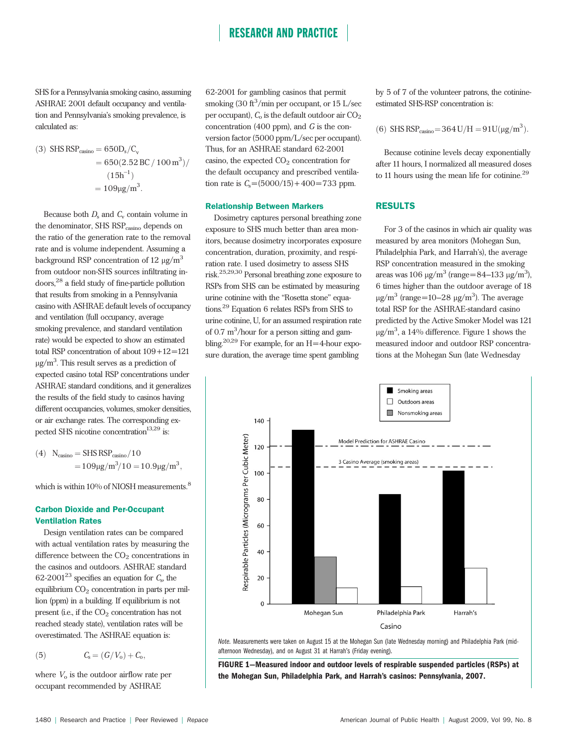SHS for a Pennsylvania smoking casino, assuming ASHRAE 2001 default occupancy and ventilation and Pennsylvania's smoking prevalence, is calculated as:

$$(3)\quad \text{SHS RSP}_{\text{casino}} = 650 D_s / C_v = 650(2.52\,\text{BC}/100\,\text{m}^3)/(15\text{h}^{-1}) = 109 \mu\text{g/m}^3.$$

Because both $D_s$ and $C_v$ contain volume in the denominator, SHS $\text{RSP}_{\text{casino}}$ depends on the ratio of the generation rate to the removal rate and is volume independent. Assuming a background RSP concentration of 12 μg/m$^3$ from outdoor non-SHS sources infiltrating indoors,[28] a field study of fine-particle pollution that results from smoking in a Pennsylvania casino with ASHRAE default levels of occupancy and ventilation (full occupancy, average smoking prevalence, and standard ventilation rate) would be expected to show an estimated total RSP concentration of about 109+12=121 μg/m$^3$. This result serves as a prediction of expected casino total RSP concentrations under ASHRAE standard conditions, and it generalizes the results of the field study to casinos having different occupancies, volumes, smoker densities, or air exchange rates. The corresponding expected SHS nicotine concentration[13,29] is:

$$(4)\quad \text{N}_{\text{casino}} = \text{SHS RSP}_{\text{casino}}/10 = 109 \mu\text{g/m}^3/10 = 10.9 \mu\text{g/m}^3,$$

which is within 10% of NIOSH measurements.[8]

### Carbon Dioxide and Per-Occupant Ventilation Rates

Design ventilation rates can be compared with actual ventilation rates by measuring the difference between the $CO_2$ concentrations in the casinos and outdoors. ASHRAE standard 62-2001[23] specifies an equation for $C_s$, the equilibrium $CO_2$ concentration in parts per million (ppm) in a building. If equilibrium is not present (i.e., if the $CO_2$ concentration has not reached steady state), ventilation rates will be overestimated. The ASHRAE equation is:

$$(5)\quad C_s = (G/V_o) + C_o,$$

where $V_o$ is the outdoor airflow rate per occupant recommended by ASHRAE 62-2001 for gambling casinos that permit smoking (30 ft$^3$/min per occupant, or 15 L/sec per occupant), $C_o$ is the default outdoor air $CO_2$ concentration (400 ppm), and $G$ is the conversion factor (5000 ppm/L/sec per occupant). Thus, for an ASHRAE standard 62-2001 casino, the expected $CO_2$ concentration for the default occupancy and prescribed ventilation rate is $C_s$=(5000/15)+400=733 ppm.

### Relationship Between Markers

Dosimetry captures personal breathing zone exposure to SHS much better than area monitors, because dosimetry incorporates exposure concentration, duration, proximity, and respiration rate. I used dosimetry to assess SHS risk.[25,29,30] Personal breathing zone exposure to RSPs from SHS can be estimated by measuring urine cotinine with the "Rosetta stone" equations.[29] Equation 6 relates RSPs from SHS to urine cotinine, U, for an assumed respiration rate of 0.7 m$^3$/hour for a person sitting and gambling.[20,29] For example, for an H=4-hour exposure duration, the average time spent gambling by 5 of 7 of the volunteer patrons, the cotinine-estimated SHS-RSP concentration is:

$$(6)\quad \text{SHS RSP}_{\text{casino}} = 364\,\text{U/H} = 91\text{U}(\mu\text{g/m}^3).$$

Because cotinine levels decay exponentially after 11 hours, I normalized all measured doses to 11 hours using the mean life for cotinine.[29]

## RESULTS

For 3 of the casinos in which air quality was measured by area monitors (Mohegan Sun, Philadelphia Park, and Harrah's), the average RSP concentration measured in the smoking areas was 106 μg/m$^3$ (range=84–133 μg/m$^3$), 6 times higher than the outdoor average of 18 μg/m$^3$ (range=10–28 μg/m$^3$). The average total RSP for the ASHRAE-standard casino predicted by the Active Smoker Model was 121 μg/m$^3$, a 14% difference. Figure 1 shows the measured indoor and outdoor RSP concentrations at the Mohegan Sun (late Wednesday

*Note.* Measurements were taken on August 15 at the Mohegan Sun (late Wednesday morning) and Philadelphia Park (mid-afternoon Wednesday), and on August 31 at Harrah's (Friday evening).

**FIGURE 1—Measured indoor and outdoor levels of respirable suspended particles (RSPs) at the Mohegan Sun, Philadelphia Park, and Harrah's casinos: Pennsylvania, 2007.**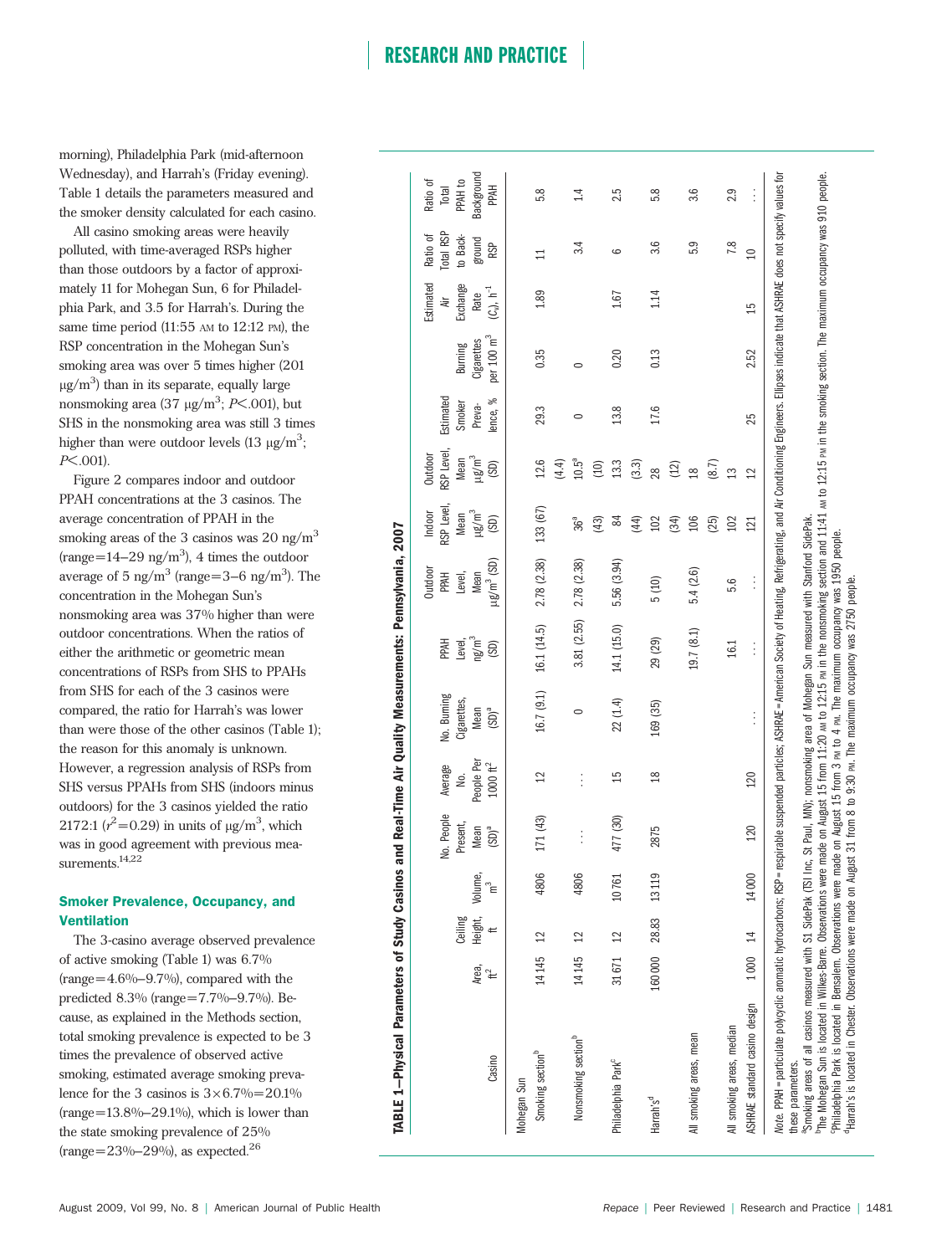morning), Philadelphia Park (mid-afternoon Wednesday), and Harrah's (Friday evening). Table 1 details the parameters measured and the smoker density calculated for each casino.

All casino smoking areas were heavily polluted, with time-averaged RSPs higher than those outdoors by a factor of approximately 11 for Mohegan Sun, 6 for Philadelphia Park, and 3.5 for Harrah's. During the same time period (11:55 AM to 12:12 PM), the RSP concentration in the Mohegan Sun's smoking area was over 5 times higher (201 μg/m$^3$) than in its separate, equally large nonsmoking area (37 μg/m$^3$; $P<.001$), but SHS in the nonsmoking area was still 3 times higher than were outdoor levels (13 μg/m$^3$; $P<.001$).

Figure 2 compares indoor and outdoor PPAH concentrations at the 3 casinos. The average concentration of PPAH in the smoking areas of the 3 casinos was 20 ng/m$^3$ (range=14–29 ng/m$^3$), 4 times the outdoor average of 5 ng/m$^3$ (range=3–6 ng/m$^3$). The concentration in the Mohegan Sun's nonsmoking area was 37% higher than were outdoor concentrations. When the ratios of either the arithmetic or geometric mean concentrations of RSPs from SHS to PPAHs from SHS for each of the 3 casinos were compared, the ratio for Harrah's was lower than were those of the other casinos (Table 1); the reason for this anomaly is unknown. However, a regression analysis of RSPs from SHS versus PPAHs from SHS (indoors minus outdoors) for the 3 casinos yielded the ratio 2172:1 ($r^2$=0.29) in units of μg/m$^3$, which was in good agreement with previous measurements.[14,22]

### Smoker Prevalence, Occupancy, and Ventilation

The 3-casino average observed prevalence of active smoking (Table 1) was 6.7% (range=4.6%–9.7%), compared with the predicted 8.3% (range=7.7%–9.7%). Because, as explained in the Methods section, total smoking prevalence is expected to be 3 times the prevalence of observed active smoking, estimated average smoking prevalence for the 3 casinos is 3×6.7%=20.1% (range=13.8%–29.1%), which is lower than the state smoking prevalence of 25% (range=23%–29%), as expected.[26]

**TABLE 1—Physical Parameters of Study Casinos and Real-Time Air Quality Measurements: Pennsylvania, 2007**

| Casino | Area, ft$^2$ | Ceiling Height, ft | Volume, m$^3$ | No. People Present, Mean (SD)[a] | Average No. People Per 1000 ft$^2$ | No. Burning Cigarettes, Mean (SD)[a] | PPAH Level, ng/m$^3$ (SD) | Outdoor PPAH Level, Mean μg/m$^3$ (SD) | Indoor RSP Level, Mean μg/m$^3$ (SD) | Outdoor RSP Level, Mean μg/m$^3$ (SD) | Estimated Smoker Prevalence, % | Burning Cigarettes per 100 m$^3$ | Estimated Air Exchange Rate ($C_v$), h$^{-1}$ | Ratio of Total RSP to Background RSP | Ratio of Total PPAH to Background PPAH |
|---|---|---|---|---|---|---|---|---|---|---|---|---|---|---|---|
| Mohegan Sun | | | | | | | | | | | | | | | |
| Smoking section[b] | 14 145 | 12 | 4806 | 171 (43) | 12 | 16.7 (9.1) | 16.1 (14.5) | 2.78 (2.38) | 133 (67) | 12.6 (4.4) | 29.3 | 0.35 | 1.89 | 11 | 5.8 |
| Nonsmoking section[b] | 14 145 | 12 | 4806 | ... | ... | 0 | 3.81 (2.55) | 2.78 (2.38) | 36[a] (43) | 10.5[a] (10) | 0 | 0 | | 3.4 | 1.4 |
| Philadelphia Park[c] | 31 671 | 12 | 10 761 | 477 (30) | 15 | 22 (1.4) | 14.1 (15.0) | 5.56 (3.94) | 84 (44) | 13.3 (3.3) | 13.8 | 0.20 | 1.67 | 6 | 2.5 |
| Harrah's[d] | 160 000 | 28.83 | 13 119 | 2875 | 18 | 169 (35) | 29 (29) | 5 (10) | 102 (34) | 28 (12) | 17.6 | 0.13 | 1.14 | 3.6 | 5.8 |
| All smoking areas, mean | | | | | | | 19.7 (8.1) | 5.4 (2.6) | 106 (25) | 18 (8.7) | | | | 5.9 | 3.6 |
| All smoking areas, median | | | | | | | 16.1 | 5.6 | 102 | 13 | | | | 7.8 | 2.9 |
| ASHRAE standard casino design | 1000 | 14 | 14 000 | 120 | 120 | ... | ... | ... | 121 | 12 | 25 | 2.52 | 15 | 10 | ... |

*Note.* PPAH=particulate polycyclic aromatic hydrocarbons; RSP=respirable suspended particles; ASHRAE=American Society of Heating, Refrigerating, and Air Conditioning Engineers. Ellipses indicate that ASHRAE does not specify values for these parameters.

[a]Smoking areas of all casinos measured with S1 SidePak (TSI Inc, St Paul, MN); nonsmoking area of Mohegan Sun measured with Stanford SidePak.

[b]The Mohegan Sun is located in Wilkes-Barre. Observations were made on August 15 from 11:20 AM to 12:15 PM in the nonsmoking section and 11:41 AM to 12:15 PM in the smoking section. The maximum occupancy was 910 people.

[c]Philadelphia Park is located in Bensalem. Observations were made on August 15 from 3 PM to 4 PM. The maximum occupancy was 1950 people.

[d]Harrah's is located in Chester. Observations were made on August 31 from 8 to 9:30 PM. The maximum occupancy was 2750 people.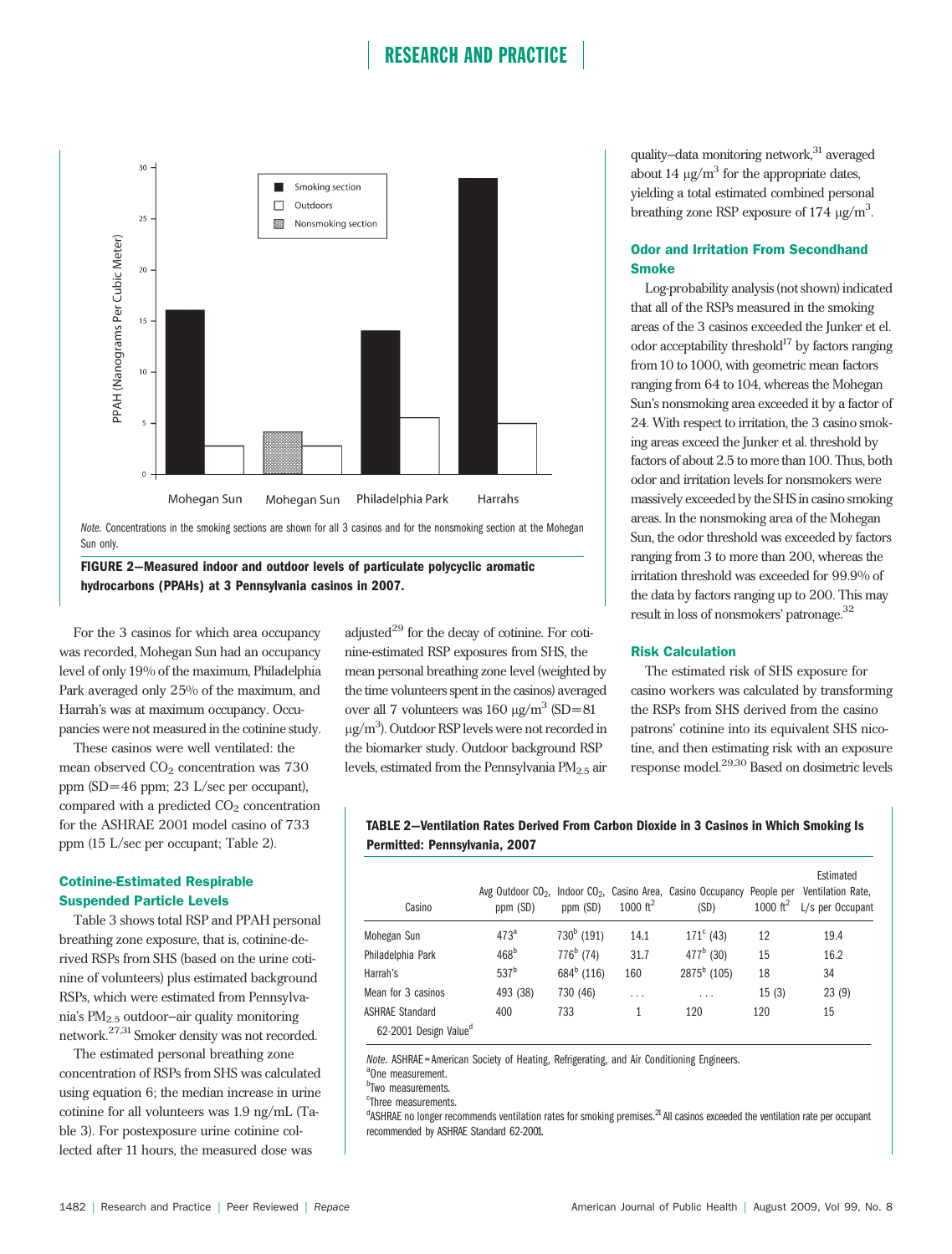**FIGURE 2—Measured indoor and outdoor levels of particulate polycyclic aromatic hydrocarbons (PPAHs) at 3 Pennsylvania casinos in 2007.**

*Note.* Concentrations in the smoking sections are shown for all 3 casinos and for the nonsmoking section at the Mohegan Sun only.

For the 3 casinos for which area occupancy was recorded, Mohegan Sun had an occupancy level of only 19% of the maximum, Philadelphia Park averaged only 25% of the maximum, and Harrah's was at maximum occupancy. Occupancies were not measured in the cotinine study.

These casinos were well ventilated: the mean observed $CO_2$ concentration was 730 ppm (SD=46 ppm; 23 L/sec per occupant), compared with a predicted $CO_2$ concentration for the ASHRAE 2001 model casino of 733 ppm (15 L/sec per occupant; Table 2).

### Cotinine-Estimated Respirable Suspended Particle Levels

Table 3 shows total RSP and PPAH personal breathing zone exposure, that is, cotinine-derived RSPs from SHS (based on the urine cotinine of volunteers) plus estimated background RSPs, which were estimated from Pennsylvania's $PM_{2.5}$ outdoor–air quality monitoring network.[27,31] Smoker density was not recorded.

The estimated personal breathing zone concentration of RSPs from SHS was calculated using equation 6; the median increase in urine cotinine for all volunteers was 1.9 ng/mL (Table 3). For postexposure urine cotinine collected after 11 hours, the measured dose was adjusted[29] for the decay of cotinine. For cotinine-estimated RSP exposures from SHS, the mean personal breathing zone level (weighted by the time volunteers spent in the casinos) averaged over all 7 volunteers was 160 μg/m$^3$ (SD=81 μg/m$^3$). Outdoor RSP levels were not recorded in the biomarker study. Outdoor background RSP levels, estimated from the Pennsylvania $PM_{2.5}$ air quality–data monitoring network,[31] averaged about 14 μg/m$^3$ for the appropriate dates, yielding a total estimated combined personal breathing zone RSP exposure of 174 μg/m$^3$.

### Odor and Irritation From Secondhand Smoke

Log-probability analysis (not shown) indicated that all of the RSPs measured in the smoking areas of the 3 casinos exceeded the Junker et el. odor acceptability threshold[17] by factors ranging from 10 to 1000, with geometric mean factors ranging from 64 to 104, whereas the Mohegan Sun's nonsmoking area exceeded it by a factor of 24. With respect to irritation, the 3 casino smoking areas exceed the Junker et al. threshold by factors of about 2.5 to more than 100. Thus, both odor and irritation levels for nonsmokers were massively exceeded by the SHS in casino smoking areas. In the nonsmoking area of the Mohegan Sun, the odor threshold was exceeded by factors ranging from 3 to more than 200, whereas the irritation threshold was exceeded for 99.9% of the data by factors ranging up to 200. This may result in loss of nonsmokers' patronage.[32]

### Risk Calculation

The estimated risk of SHS exposure for casino workers was calculated by transforming the RSPs from SHS derived from the casino patrons' cotinine into its equivalent SHS nicotine, and then estimating risk with an exposure response model.[29,30] Based on dosimetric levels

**TABLE 2—Ventilation Rates Derived From Carbon Dioxide in 3 Casinos in Which Smoking Is Permitted: Pennsylvania, 2007**

| Casino | Avg Outdoor $CO_2$, ppm (SD) | Indoor $CO_2$, ppm (SD) | Casino Area, 1000 ft$^2$ | Casino Occupancy (SD) | People per 1000 ft$^2$ | Estimated Ventilation Rate, L/s per Occupant |
|---|---|---|---|---|---|---|
| Mohegan Sun | 473[a] | 730[b] (191) | 14.1 | 171[c] (43) | 12 | 19.4 |
| Philadelphia Park | 468[b] | 776[b] (74) | 31.7 | 477[b] (30) | 15 | 16.2 |
| Harrah's | 537[b] | 684[b] (116) | 160 | 2875[b] (105) | 18 | 34 |
| Mean for 3 casinos | 493 (38) | 730 (46) | . . . | . . . | 15 (3) | 23 (9) |
| ASHRAE Standard 62-2001 Design Value[d] | 400 | 733 | 1 | 120 | 120 | 15 |

*Note.* ASHRAE=American Society of Heating, Refrigerating, and Air Conditioning Engineers.
[a]One measurement.
[b]Two measurements.
[c]Three measurements.
[d]ASHRAE no longer recommends ventilation rates for smoking premises.[21] All casinos exceeded the ventilation rate per occupant recommended by ASHRAE Standard 62-2001.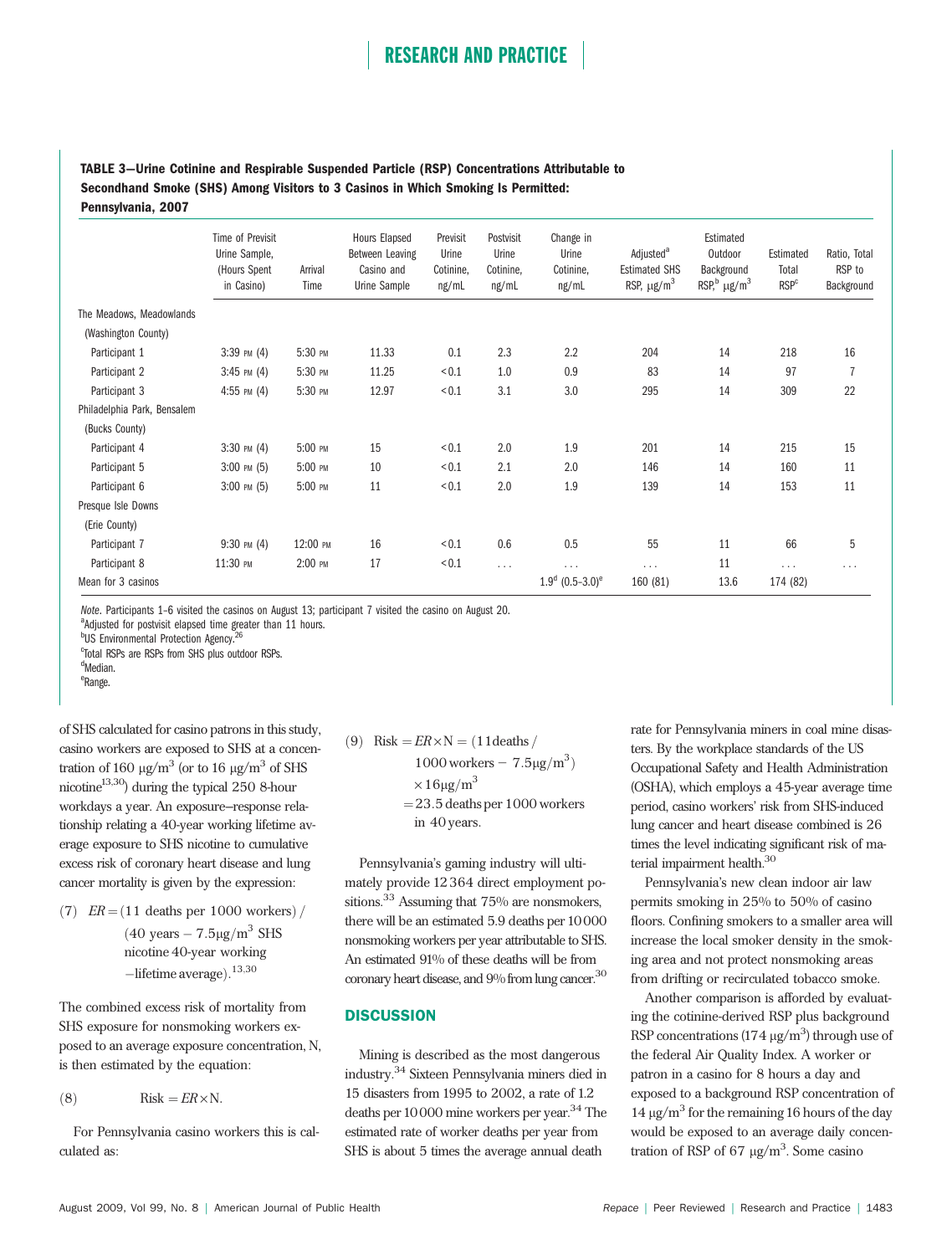**TABLE 3—Urine Cotinine and Respirable Suspended Particle (RSP) Concentrations Attributable to Secondhand Smoke (SHS) Among Visitors to 3 Casinos in Which Smoking Is Permitted: Pennsylvania, 2007**

| | Time of Previsit Urine Sample, (Hours Spent in Casino) | Arrival Time | Hours Elapsed Between Leaving Casino and Urine Sample | Previsit Urine Cotinine, ng/mL | Postvisit Urine Cotinine, ng/mL | Change in Urine Cotinine, ng/mL | Adjusted[a] Estimated SHS RSP, $\mu g/m^3$ | Estimated Outdoor Background RSP,[b] $\mu g/m^3$ | Estimated Total RSP[c] | Ratio, Total RSP to Background |
|---|---|---|---|---|---|---|---|---|---|---|
| The Meadows, Meadowlands (Washington County) | | | | | | | | | | |
| Participant 1 | 3:39 PM (4) | 5:30 PM | 11.33 | 0.1 | 2.3 | 2.2 | 204 | 14 | 218 | 16 |
| Participant 2 | 3:45 PM (4) | 5:30 PM | 11.25 | <0.1 | 1.0 | 0.9 | 83 | 14 | 97 | 7 |
| Participant 3 | 4:55 PM (4) | 5:30 PM | 12.97 | <0.1 | 3.1 | 3.0 | 295 | 14 | 309 | 22 |
| Philadelphia Park, Bensalem (Bucks County) | | | | | | | | | | |
| Participant 4 | 3:30 PM (4) | 5:00 PM | 15 | <0.1 | 2.0 | 1.9 | 201 | 14 | 215 | 15 |
| Participant 5 | 3:00 PM (5) | 5:00 PM | 10 | <0.1 | 2.1 | 2.0 | 146 | 14 | 160 | 11 |
| Participant 6 | 3:00 PM (5) | 5:00 PM | 11 | <0.1 | 2.0 | 1.9 | 139 | 14 | 153 | 11 |
| Presque Isle Downs (Erie County) | | | | | | | | | | |
| Participant 7 | 9:30 PM (4) | 12:00 PM | 16 | <0.1 | 0.6 | 0.5 | 55 | 11 | 66 | 5 |
| Participant 8 | 11:30 PM | 2:00 PM | 17 | <0.1 | ... | ... | ... | 11 | ... | ... |
| Mean for 3 casinos | | | | | | 1.9[d] (0.5–3.0)[e] | 160 (81) | 13.6 | 174 (82) | |

*Note.* Participants 1–6 visited the casinos on August 13; participant 7 visited the casino on August 20.
[a]Adjusted for postvisit elapsed time greater than 11 hours.
[b]US Environmental Protection Agency.[26]
[c]Total RSPs are RSPs from SHS plus outdoor RSPs.
[d]Median.
[e]Range.

of SHS calculated for casino patrons in this study, casino workers are exposed to SHS at a concentration of 160 $\mu g/m^3$ (or to 16 $\mu g/m^3$ of SHS nicotine[13,30]) during the typical 250 8-hour workdays a year. An exposure–response relationship relating a 40-year working lifetime average exposure to SHS nicotine to cumulative excess risk of coronary heart disease and lung cancer mortality is given by the expression:

$$(7)\quad ER = (11 \text{ deaths per } 1000 \text{ workers}) / (40 \text{ years} - 7.5\mu g/m^3 \text{ SHS nicotine 40-year working} - \text{lifetime average}).^{13,30}$$

The combined excess risk of mortality from SHS exposure for nonsmoking workers exposed to an average exposure concentration, N, is then estimated by the equation:

$$(8)\quad \text{Risk} = ER \times N.$$

For Pennsylvania casino workers this is calculated as:

$$(9)\quad \text{Risk} = ER \times N = (11 \text{deaths} / 1000 \text{workers} - 7.5\mu g/m^3) \times 16\mu g/m^3 = 23.5 \text{ deaths per } 1000 \text{ workers in } 40 \text{ years}.$$

Pennsylvania's gaming industry will ultimately provide 12 364 direct employment positions.[33] Assuming that 75% are nonsmokers, there will be an estimated 5.9 deaths per 10 000 nonsmoking workers per year attributable to SHS. An estimated 91% of these deaths will be from coronary heart disease, and 9% from lung cancer.[30]

## DISCUSSION

Mining is described as the most dangerous industry.[34] Sixteen Pennsylvania miners died in 15 disasters from 1995 to 2002, a rate of 1.2 deaths per 10 000 mine workers per year.[34] The estimated rate of worker deaths per year from SHS is about 5 times the average annual death rate for Pennsylvania miners in coal mine disasters. By the workplace standards of the US Occupational Safety and Health Administration (OSHA), which employs a 45-year average time period, casino workers' risk from SHS-induced lung cancer and heart disease combined is 26 times the level indicating significant risk of material impairment health.[30]

Pennsylvania's new clean indoor air law permits smoking in 25% to 50% of casino floors. Confining smokers to a smaller area will increase the local smoker density in the smoking area and not protect nonsmoking areas from drifting or recirculated tobacco smoke.

Another comparison is afforded by evaluating the cotinine-derived RSP plus background RSP concentrations (174 $\mu g/m^3$) through use of the federal Air Quality Index. A worker or patron in a casino for 8 hours a day and exposed to a background RSP concentration of 14 $\mu g/m^3$ for the remaining 16 hours of the day would be exposed to an average daily concentration of RSP of 67 $\mu g/m^3$. Some casino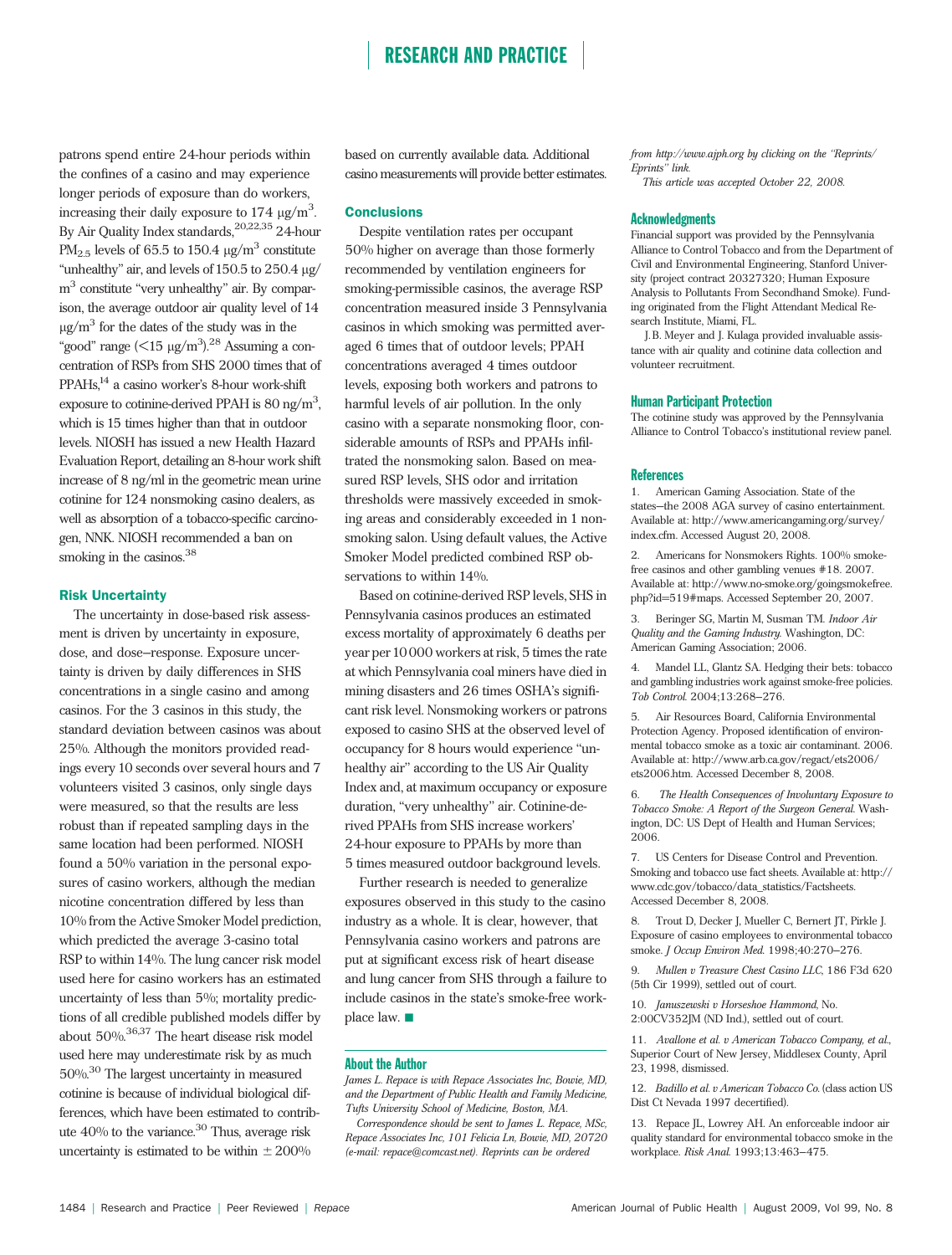patrons spend entire 24-hour periods within the confines of a casino and may experience longer periods of exposure than do workers, increasing their daily exposure to 174 μg/m$^3$. By Air Quality Index standards,[20,22,35] 24-hour $PM_{2.5}$ levels of 65.5 to 150.4 μg/m$^3$ constitute "unhealthy" air, and levels of 150.5 to 250.4 μg/m$^3$ constitute "very unhealthy" air. By comparison, the average outdoor air quality level of 14 μg/m$^3$ for the dates of the study was in the "good" range (<15 μg/m$^3$).[28] Assuming a concentration of RSPs from SHS 2000 times that of PPAHs,[14] a casino worker's 8-hour work-shift exposure to cotinine-derived PPAH is 80 ng/m$^3$, which is 15 times higher than that in outdoor levels. NIOSH has issued a new Health Hazard Evaluation Report, detailing an 8-hour work shift increase of 8 ng/ml in the geometric mean urine cotinine for 124 nonsmoking casino dealers, as well as absorption of a tobacco-specific carcinogen, NNK. NIOSH recommended a ban on smoking in the casinos.[38]

### Risk Uncertainty

The uncertainty in dose-based risk assessment is driven by uncertainty in exposure, dose, and dose–response. Exposure uncertainty is driven by daily differences in SHS concentrations in a single casino and among casinos. For the 3 casinos in this study, the standard deviation between casinos was about 25%. Although the monitors provided readings every 10 seconds over several hours and 7 volunteers visited 3 casinos, only single days were measured, so that the results are less robust than if repeated sampling days in the same location had been performed. NIOSH found a 50% variation in the personal exposures of casino workers, although the median nicotine concentration differed by less than 10% from the Active Smoker Model prediction, which predicted the average 3-casino total RSP to within 14%. The lung cancer risk model used here for casino workers has an estimated uncertainty of less than 5%; mortality predictions of all credible published models differ by about 50%.[36,37] The heart disease risk model used here may underestimate risk by as much 50%.[30] The largest uncertainty in measured cotinine is because of individual biological differences, which have been estimated to contribute 40% to the variance.[30] Thus, average risk uncertainty is estimated to be within ±200% based on currently available data. Additional casino measurements will provide better estimates.

### Conclusions

Despite ventilation rates per occupant 50% higher on average than those formerly recommended by ventilation engineers for smoking-permissible casinos, the average RSP concentration measured inside 3 Pennsylvania casinos in which smoking was permitted averaged 6 times that of outdoor levels; PPAH concentrations averaged 4 times outdoor levels, exposing both workers and patrons to harmful levels of air pollution. In the only casino with a separate nonsmoking floor, considerable amounts of RSPs and PPAHs infiltrated the nonsmoking salon. Based on measured RSP levels, SHS odor and irritation thresholds were massively exceeded in smoking areas and considerably exceeded in 1 nonsmoking salon. Using default values, the Active Smoker Model predicted combined RSP observations to within 14%.

Based on cotinine-derived RSP levels, SHS in Pennsylvania casinos produces an estimated excess mortality of approximately 6 deaths per year per 10 000 workers at risk, 5 times the rate at which Pennsylvania coal miners have died in mining disasters and 26 times OSHA's significant risk level. Nonsmoking workers or patrons exposed to casino SHS at the observed level of occupancy for 8 hours would experience "unhealthy air" according to the US Air Quality Index and, at maximum occupancy or exposure duration, "very unhealthy" air. Cotinine-derived PPAHs from SHS increase workers' 24-hour exposure to PPAHs by more than 5 times measured outdoor background levels.

Further research is needed to generalize exposures observed in this study to the casino industry as a whole. It is clear, however, that Pennsylvania casino workers and patrons are put at significant excess risk of heart disease and lung cancer from SHS through a failure to include casinos in the state's smoke-free workplace law. ■

### About the Author

*James L. Repace is with Repace Associates Inc, Bowie, MD, and the Department of Public Health and Family Medicine, Tufts University School of Medicine, Boston, MA.*

*Correspondence should be sent to James L. Repace, MSc, Repace Associates Inc, 101 Felicia Ln, Bowie, MD, 20720 (e-mail: repace@comcast.net). Reprints can be ordered from http://www.ajph.org by clicking on the "Reprints/Eprints" link.*

*This article was accepted October 22, 2008.*

### Acknowledgments

Financial support was provided by the Pennsylvania Alliance to Control Tobacco and from the Department of Civil and Environmental Engineering, Stanford University (project contract 20327320; Human Exposure Analysis to Pollutants From Secondhand Smoke). Funding originated from the Flight Attendant Medical Research Institute, Miami, FL.

J.B. Meyer and J. Kulaga provided invaluable assistance with air quality and cotinine data collection and volunteer recruitment.

### Human Participant Protection

The cotinine study was approved by the Pennsylvania Alliance to Control Tobacco's institutional review panel.

### References

1. American Gaming Association. State of the states—the 2008 AGA survey of casino entertainment. Available at: http://www.americangaming.org/survey/index.cfm. Accessed August 20, 2008.
2. Americans for Nonsmokers Rights. 100% smoke-free casinos and other gambling venues #18. 2007. Available at: http://www.no-smoke.org/goingsmokefree.php?id=519#maps. Accessed September 20, 2007.
3. Beringer SG, Martin M, Susman TM. *Indoor Air Quality and the Gaming Industry.* Washington, DC: American Gaming Association; 2006.
4. Mandel LL, Glantz SA. Hedging their bets: tobacco and gambling industries work against smoke-free policies. *Tob Control.* 2004;13:268–276.
5. Air Resources Board, California Environmental Protection Agency. Proposed identification of environmental tobacco smoke as a toxic air contaminant. 2006. Available at: http://www.arb.ca.gov/regact/ets2006/ets2006.htm. Accessed December 8, 2008.
6. *The Health Consequences of Involuntary Exposure to Tobacco Smoke: A Report of the Surgeon General.* Washington, DC: US Dept of Health and Human Services; 2006.
7. US Centers for Disease Control and Prevention. Smoking and tobacco use fact sheets. Available at: http://www.cdc.gov/tobacco/data_statistics/Factsheets. Accessed December 8, 2008.
8. Trout D, Decker J, Mueller C, Bernert JT, Pirkle J. Exposure of casino employees to environmental tobacco smoke. *J Occup Environ Med.* 1998;40:270–276.
9. *Mullen v Treasure Chest Casino LLC*, 186 F3d 620 (5th Cir 1999), settled out of court.
10. *Januszewski v Horseshoe Hammond*, No. 2:00CV352JM (ND Ind.), settled out of court.
11. *Avallone et al. v American Tobacco Company, et al.*, Superior Court of New Jersey, Middlesex County, April 23, 1998, dismissed.
12. *Badillo et al. v American Tobacco Co.* (class action US Dist Ct Nevada 1997 decertified).
13. Repace JL, Lowrey AH. An enforceable indoor air quality standard for environmental tobacco smoke in the workplace. *Risk Anal.* 1993;13:463–475.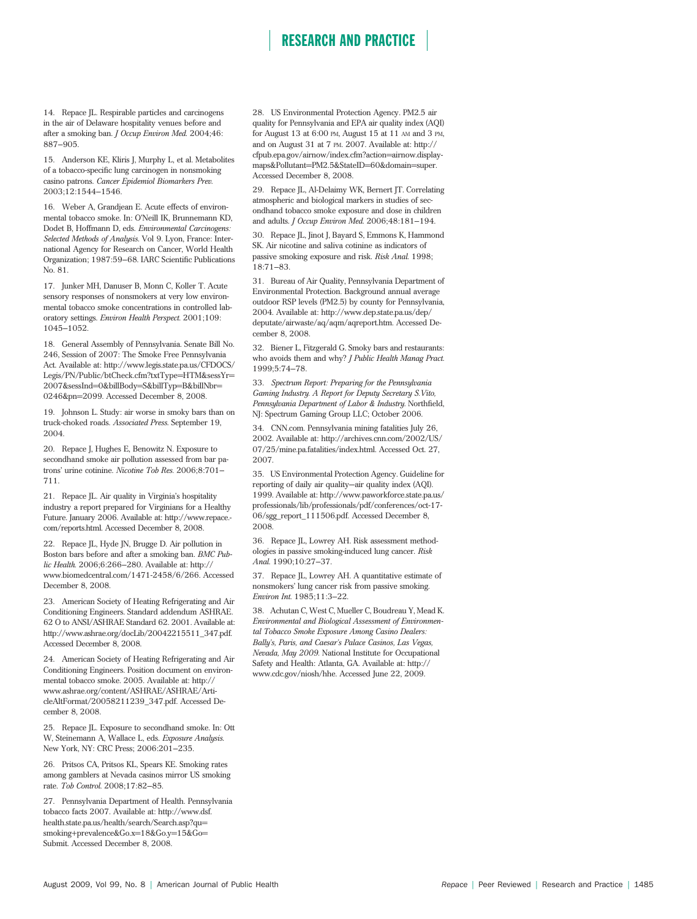14. Repace JL. Respirable particles and carcinogens in the air of Delaware hospitality venues before and after a smoking ban. *J Occup Environ Med.* 2004;46:887–905.

15. Anderson KE, Kliris J, Murphy L, et al. Metabolites of a tobacco-specific lung carcinogen in nonsmoking casino patrons. *Cancer Epidemiol Biomarkers Prev.* 2003;12:1544–1546.

16. Weber A, Grandjean E. Acute effects of environmental tobacco smoke. In: O'Neill IK, Brunnemann KD, Dodet B, Hoffmann D, eds. *Environmental Carcinogens: Selected Methods of Analysis.* Vol 9. Lyon, France: International Agency for Research on Cancer, World Health Organization; 1987:59–68. IARC Scientific Publications No. 81.

17. Junker MH, Danuser B, Monn C, Koller T. Acute sensory responses of nonsmokers at very low environmental tobacco smoke concentrations in controlled laboratory settings. *Environ Health Perspect.* 2001;109:1045–1052.

18. General Assembly of Pennsylvania. Senate Bill No. 246, Session of 2007: The Smoke Free Pennsylvania Act. Available at: http://www.legis.state.pa.us/CFDOCS/Legis/PN/Public/btCheck.cfm?txtType=HTM&sessYr=2007&sessInd=0&billBody=S&billTyp=B&billNbr=0246&pn=2099. Accessed December 8, 2008.

19. Johnson L. Study: air worse in smoky bars than on truck-choked roads. *Associated Press.* September 19, 2004.

20. Repace J, Hughes E, Benowitz N. Exposure to secondhand smoke air pollution assessed from bar patrons' urine cotinine. *Nicotine Tob Res.* 2006;8:701–711.

21. Repace JL. Air quality in Virginia's hospitality industry a report prepared for Virginians for a Healthy Future. January 2006. Available at: http://www.repace.com/reports.html. Accessed December 8, 2008.

22. Repace JL, Hyde JN, Brugge D. Air pollution in Boston bars before and after a smoking ban. *BMC Public Health.* 2006;6:266–280. Available at: http://www.biomedcentral.com/1471-2458/6/266. Accessed December 8, 2008.

23. American Society of Heating Refrigerating and Air Conditioning Engineers. Standard addendum ASHRAE. 62 O to ANSI/ASHRAE Standard 62. 2001. Available at: http://www.ashrae.org/docLib/20042215511_347.pdf. Accessed December 8, 2008.

24. American Society of Heating Refrigerating and Air Conditioning Engineers. Position document on environmental tobacco smoke. 2005. Available at: http://www.ashrae.org/content/ASHRAE/ASHRAE/ArticleAltFormat/20058211239_347.pdf. Accessed December 8, 2008.

25. Repace JL. Exposure to secondhand smoke. In: Ott W, Steinemann A, Wallace L, eds. *Exposure Analysis.* New York, NY: CRC Press; 2006:201–235.

26. Pritsos CA, Pritsos KL, Spears KE. Smoking rates among gamblers at Nevada casinos mirror US smoking rate. *Tob Control.* 2008;17:82–85.

27. Pennsylvania Department of Health. Pennsylvania tobacco facts 2007. Available at: http://www.dsf.health.state.pa.us/health/search/Search.asp?qu=smoking+prevalence&Go.x=18&Go.y=15&Go=Submit. Accessed December 8, 2008.

28. US Environmental Protection Agency. PM2.5 air quality for Pennsylvania and EPA air quality index (AQI) for August 13 at 6:00 PM, August 15 at 11 AM and 3 PM, and on August 31 at 7 PM. 2007. Available at: http://cfpub.epa.gov/airnow/index.cfm?action=airnow.displaymaps&Pollutant=PM2.5&StateID=60&domain=super. Accessed December 8, 2008.

29. Repace JL, Al-Delaimy WK, Bernert JT. Correlating atmospheric and biological markers in studies of secondhand tobacco smoke exposure and dose in children and adults. *J Occup Environ Med.* 2006;48:181–194.

30. Repace JL, Jinot J, Bayard S, Emmons K, Hammond SK. Air nicotine and saliva cotinine as indicators of passive smoking exposure and risk. *Risk Anal.* 1998;18:71–83.

31. Bureau of Air Quality, Pennsylvania Department of Environmental Protection. Background annual average outdoor RSP levels (PM2.5) by county for Pennsylvania, 2004. Available at: http://www.dep.state.pa.us/dep/deputate/airwaste/aq/aqm/aqreport.htm. Accessed December 8, 2008.

32. Biener L, Fitzgerald G. Smoky bars and restaurants: who avoids them and why? *J Public Health Manag Pract.* 1999;5:74–78.

33. *Spectrum Report: Preparing for the Pennsylvania Gaming Industry. A Report for Deputy Secretary S.Vito, Pennsylvania Department of Labor & Industry.* Northfield, NJ: Spectrum Gaming Group LLC; October 2006.

34. CNN.com. Pennsylvania mining fatalities July 26, 2002. Available at: http://archives.cnn.com/2002/US/07/25/mine.pa.fatalities/index.html. Accessed Oct. 27, 2007.

35. US Environmental Protection Agency. Guideline for reporting of daily air quality—air quality index (AQI). 1999. Available at: http://www.paworkforce.state.pa.us/professionals/lib/professionals/pdf/conferences/oct-17-06/sgg_report_111506.pdf. Accessed December 8, 2008.

36. Repace JL, Lowrey AH. Risk assessment methodologies in passive smoking-induced lung cancer. *Risk Anal.* 1990;10:27–37.

37. Repace JL, Lowrey AH. A quantitative estimate of nonsmokers' lung cancer risk from passive smoking. *Environ Int.* 1985;11:3–22.

38. Achutan C, West C, Mueller C, Boudreau Y, Mead K. *Environmental and Biological Assessment of Environmental Tobacco Smoke Exposure Among Casino Dealers: Bally's, Paris, and Caesar's Palace Casinos, Las Vegas, Nevada, May 2009.* National Institute for Occupational Safety and Health: Atlanta, GA. Available at: http://www.cdc.gov/niosh/hhe. Accessed June 22, 2009.